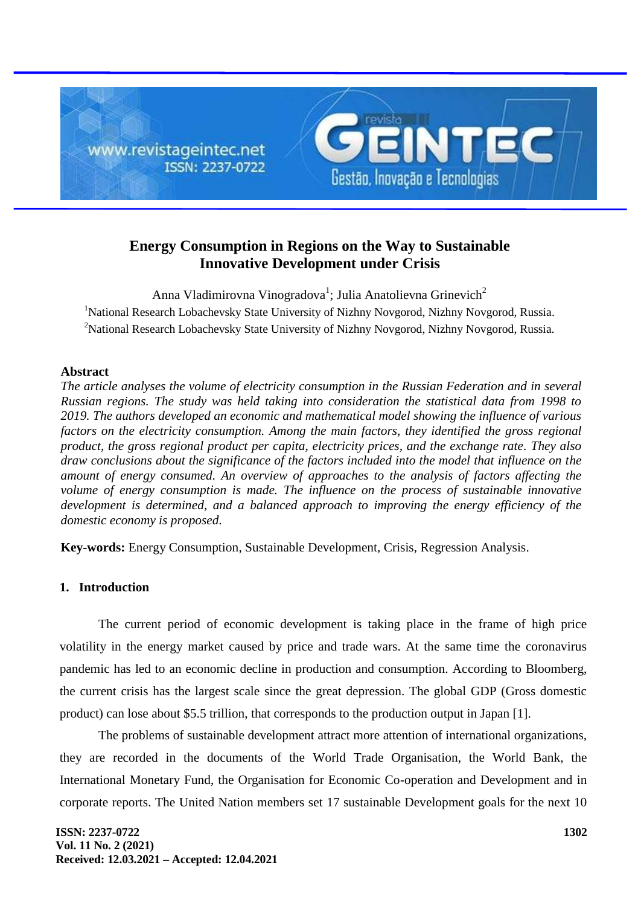# Energy Consumption in Regions on the Way to Sustainable Innovative Development under Crisis

Anna Vladimirovna Vinogradova[1]; Julia Anatolievna Grinevich[2]

[1]National Research Lobachevsky State University of Nizhny Novgorod, Nizhny Novgorod, Russia.
[2]National Research Lobachevsky State University of Nizhny Novgorod, Nizhny Novgorod, Russia.

## Abstract

*The article analyses the volume of electricity consumption in the Russian Federation and in several Russian regions. The study was held taking into consideration the statistical data from 1998 to 2019. The authors developed an economic and mathematical model showing the influence of various factors on the electricity consumption. Among the main factors, they identified the gross regional product, the gross regional product per capita, electricity prices, and the exchange rate. They also draw conclusions about the significance of the factors included into the model that influence on the amount of energy consumed. An overview of approaches to the analysis of factors affecting the volume of energy consumption is made. The influence on the process of sustainable innovative development is determined, and a balanced approach to improving the energy efficiency of the domestic economy is proposed.*

**Key-words:** Energy Consumption, Sustainable Development, Crisis, Regression Analysis.

## 1. Introduction

The current period of economic development is taking place in the frame of high price volatility in the energy market caused by price and trade wars. At the same time the coronavirus pandemic has led to an economic decline in production and consumption. According to Bloomberg, the current crisis has the largest scale since the great depression. The global GDP (Gross domestic product) can lose about $5.5 trillion, that corresponds to the production output in Japan [1].

The problems of sustainable development attract more attention of international organizations, they are recorded in the documents of the World Trade Organisation, the World Bank, the International Monetary Fund, the Organisation for Economic Co-operation and Development and in corporate reports. The United Nation members set 17 sustainable Development goals for the next 10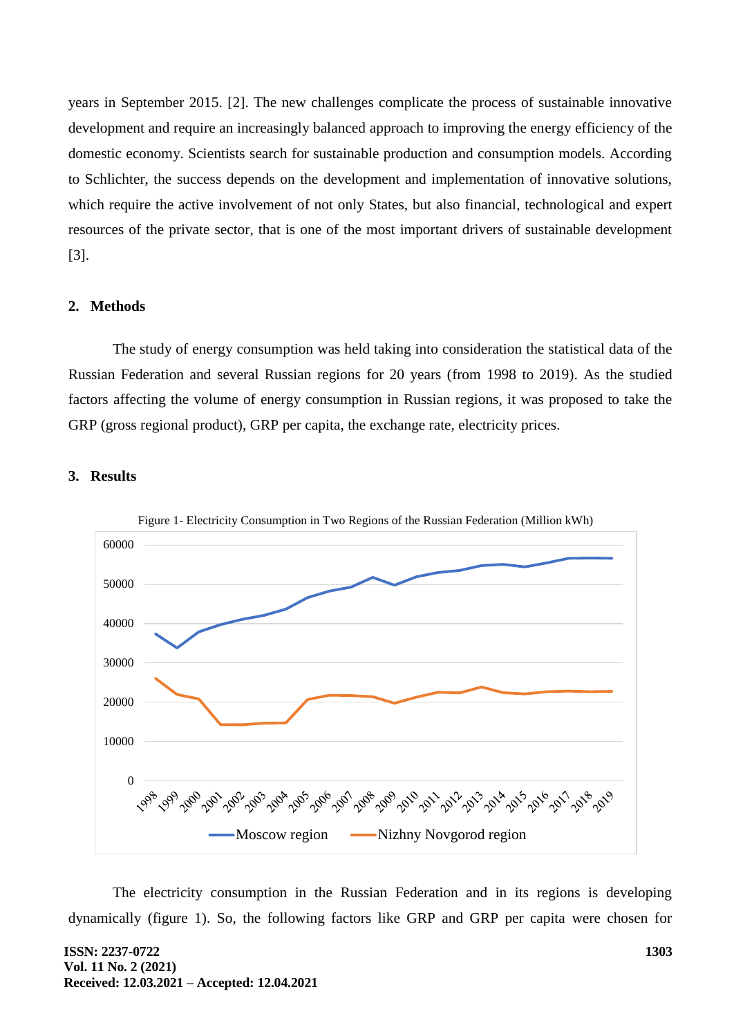years in September 2015. [2]. The new challenges complicate the process of sustainable innovative development and require an increasingly balanced approach to improving the energy efficiency of the domestic economy. Scientists search for sustainable production and consumption models. According to Schlichter, the success depends on the development and implementation of innovative solutions, which require the active involvement of not only States, but also financial, technological and expert resources of the private sector, that is one of the most important drivers of sustainable development [3].

## 2. Methods

The study of energy consumption was held taking into consideration the statistical data of the Russian Federation and several Russian regions for 20 years (from 1998 to 2019). As the studied factors affecting the volume of energy consumption in Russian regions, it was proposed to take the GRP (gross regional product), GRP per capita, the exchange rate, electricity prices.

## 3. Results

Figure 1- Electricity Consumption in Two Regions of the Russian Federation (Million kWh)

The electricity consumption in the Russian Federation and in its regions is developing dynamically (figure 1). So, the following factors like GRP and GRP per capita were chosen for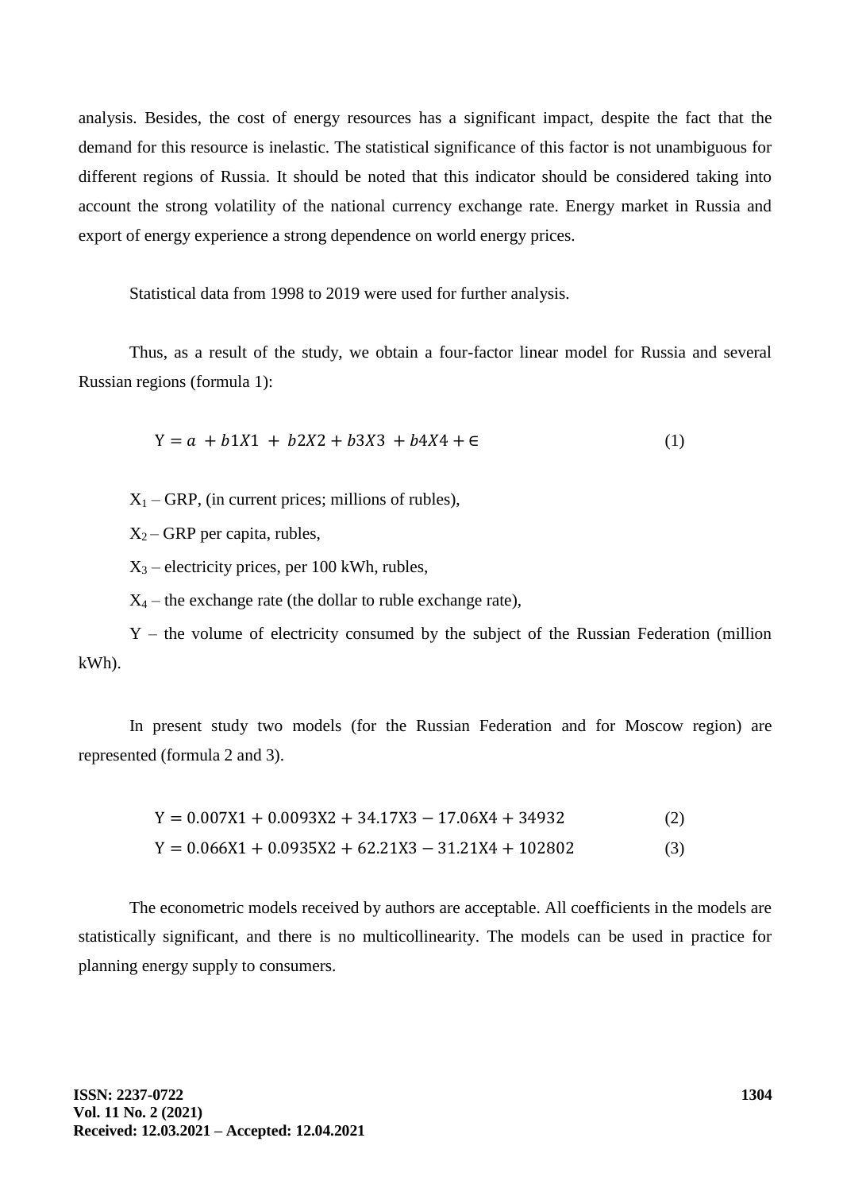analysis. Besides, the cost of energy resources has a significant impact, despite the fact that the demand for this resource is inelastic. The statistical significance of this factor is not unambiguous for different regions of Russia. It should be noted that this indicator should be considered taking into account the strong volatility of the national currency exchange rate. Energy market in Russia and export of energy experience a strong dependence on world energy prices.

Statistical data from 1998 to 2019 were used for further analysis.

Thus, as a result of the study, we obtain a four-factor linear model for Russia and several Russian regions (formula 1):

$$Y = a + b1X1 + b2X2 + b3X3 + b4X4 + \in \tag{1}$$

$X_1$ – GRP, (in current prices; millions of rubles),

$X_2$ – GRP per capita, rubles,

$X_3$ – electricity prices, per 100 kWh, rubles,

$X_4$ – the exchange rate (the dollar to ruble exchange rate),

Y – the volume of electricity consumed by the subject of the Russian Federation (million kWh).

In present study two models (for the Russian Federation and for Moscow region) are represented (formula 2 and 3).

$$Y = 0.007X1 + 0.0093X2 + 34.17X3 - 17.06X4 + 34932 \tag{2}$$

$$Y = 0.066X1 + 0.0935X2 + 62.21X3 - 31.21X4 + 102802 \tag{3}$$

The econometric models received by authors are acceptable. All coefficients in the models are statistically significant, and there is no multicollinearity. The models can be used in practice for planning energy supply to consumers.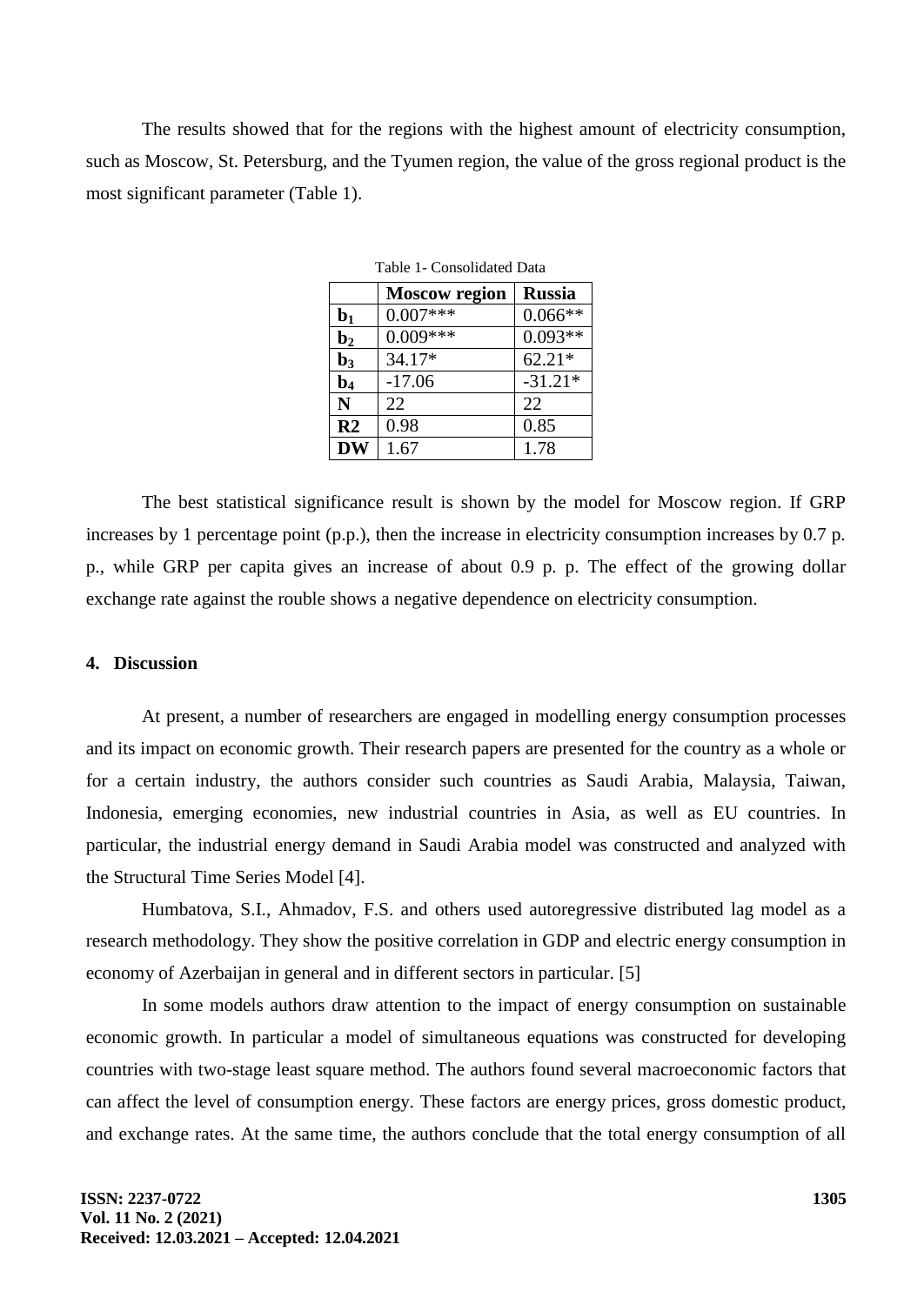The results showed that for the regions with the highest amount of electricity consumption, such as Moscow, St. Petersburg, and the Tyumen region, the value of the gross regional product is the most significant parameter (Table 1).

Table 1- Consolidated Data

| | **Moscow region** | **Russia** |
|---|---|---|
| $b_1$ | 0.007*** | 0.066** |
| $b_2$ | 0.009*** | 0.093** |
| $b_3$ | 34.17* | 62.21* |
| $b_4$ | -17.06 | -31.21* |
| **N** | 22 | 22 |
| **R2** | 0.98 | 0.85 |
| **DW** | 1.67 | 1.78 |

The best statistical significance result is shown by the model for Moscow region. If GRP increases by 1 percentage point (p.p.), then the increase in electricity consumption increases by 0.7 p. p., while GRP per capita gives an increase of about 0.9 p. p. The effect of the growing dollar exchange rate against the rouble shows a negative dependence on electricity consumption.

## 4. Discussion

At present, a number of researchers are engaged in modelling energy consumption processes and its impact on economic growth. Their research papers are presented for the country as a whole or for a certain industry, the authors consider such countries as Saudi Arabia, Malaysia, Taiwan, Indonesia, emerging economies, new industrial countries in Asia, as well as EU countries. In particular, the industrial energy demand in Saudi Arabia model was constructed and analyzed with the Structural Time Series Model [4].

Humbatova, S.I., Ahmadov, F.S. and others used autoregressive distributed lag model as a research methodology. They show the positive correlation in GDP and electric energy consumption in economy of Azerbaijan in general and in different sectors in particular. [5]

In some models authors draw attention to the impact of energy consumption on sustainable economic growth. In particular a model of simultaneous equations was constructed for developing countries with two-stage least square method. The authors found several macroeconomic factors that can affect the level of consumption energy. These factors are energy prices, gross domestic product, and exchange rates. At the same time, the authors conclude that the total energy consumption of all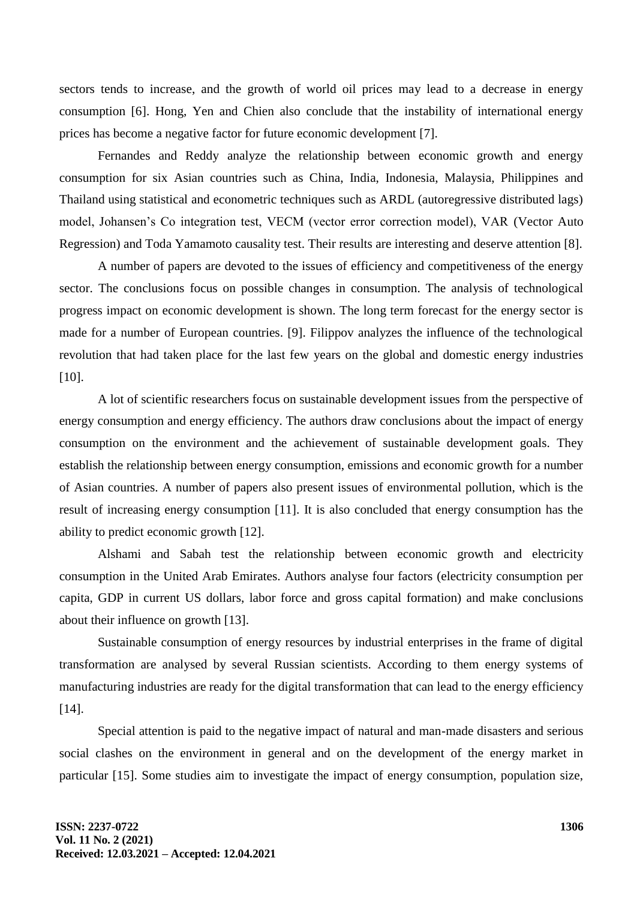sectors tends to increase, and the growth of world oil prices may lead to a decrease in energy consumption [6]. Hong, Yen and Chien also conclude that the instability of international energy prices has become a negative factor for future economic development [7].

Fernandes and Reddy analyze the relationship between economic growth and energy consumption for six Asian countries such as China, India, Indonesia, Malaysia, Philippines and Thailand using statistical and econometric techniques such as ARDL (autoregressive distributed lags) model, Johansen's Co integration test, VECM (vector error correction model), VAR (Vector Auto Regression) and Toda Yamamoto causality test. Their results are interesting and deserve attention [8].

A number of papers are devoted to the issues of efficiency and competitiveness of the energy sector. The conclusions focus on possible changes in consumption. The analysis of technological progress impact on economic development is shown. The long term forecast for the energy sector is made for a number of European countries. [9]. Filippov analyzes the influence of the technological revolution that had taken place for the last few years on the global and domestic energy industries [10].

A lot of scientific researchers focus on sustainable development issues from the perspective of energy consumption and energy efficiency. The authors draw conclusions about the impact of energy consumption on the environment and the achievement of sustainable development goals. They establish the relationship between energy consumption, emissions and economic growth for a number of Asian countries. A number of papers also present issues of environmental pollution, which is the result of increasing energy consumption [11]. It is also concluded that energy consumption has the ability to predict economic growth [12].

Alshami and Sabah test the relationship between economic growth and electricity consumption in the United Arab Emirates. Authors analyse four factors (electricity consumption per capita, GDP in current US dollars, labor force and gross capital formation) and make conclusions about their influence on growth [13].

Sustainable consumption of energy resources by industrial enterprises in the frame of digital transformation are analysed by several Russian scientists. According to them energy systems of manufacturing industries are ready for the digital transformation that can lead to the energy efficiency [14].

Special attention is paid to the negative impact of natural and man-made disasters and serious social clashes on the environment in general and on the development of the energy market in particular [15]. Some studies aim to investigate the impact of energy consumption, population size,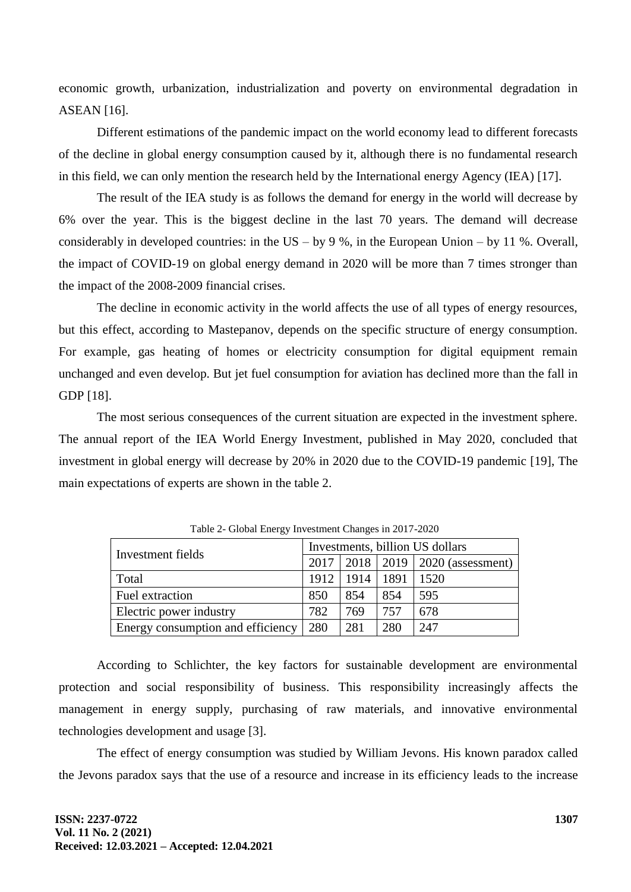economic growth, urbanization, industrialization and poverty on environmental degradation in ASEAN [16].

Different estimations of the pandemic impact on the world economy lead to different forecasts of the decline in global energy consumption caused by it, although there is no fundamental research in this field, we can only mention the research held by the International energy Agency (IEA) [17].

The result of the IEA study is as follows the demand for energy in the world will decrease by 6% over the year. This is the biggest decline in the last 70 years. The demand will decrease considerably in developed countries: in the US – by 9 %, in the European Union – by 11 %. Overall, the impact of COVID-19 on global energy demand in 2020 will be more than 7 times stronger than the impact of the 2008-2009 financial crises.

The decline in economic activity in the world affects the use of all types of energy resources, but this effect, according to Mastepanov, depends on the specific structure of energy consumption. For example, gas heating of homes or electricity consumption for digital equipment remain unchanged and even develop. But jet fuel consumption for aviation has declined more than the fall in GDP [18].

The most serious consequences of the current situation are expected in the investment sphere. The annual report of the IEA World Energy Investment, published in May 2020, concluded that investment in global energy will decrease by 20% in 2020 due to the COVID-19 pandemic [19], The main expectations of experts are shown in the table 2.

Table 2- Global Energy Investment Changes in 2017-2020

| Investment fields | Investments, billion US dollars | | | |
|---|---|---|---|---|
| | 2017 | 2018 | 2019 | 2020 (assessment) |
| Total | 1912 | 1914 | 1891 | 1520 |
| Fuel extraction | 850 | 854 | 854 | 595 |
| Electric power industry | 782 | 769 | 757 | 678 |
| Energy consumption and efficiency | 280 | 281 | 280 | 247 |

According to Schlichter, the key factors for sustainable development are environmental protection and social responsibility of business. This responsibility increasingly affects the management in energy supply, purchasing of raw materials, and innovative environmental technologies development and usage [3].

The effect of energy consumption was studied by William Jevons. His known paradox called the Jevons paradox says that the use of a resource and increase in its efficiency leads to the increase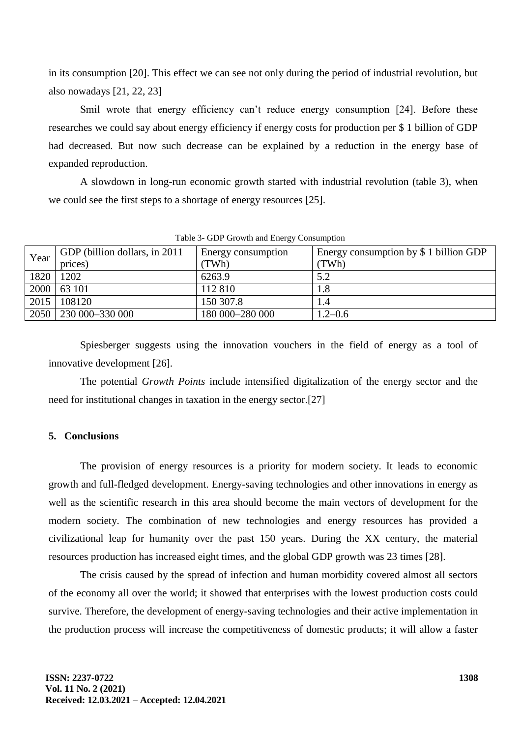in its consumption [20]. This effect we can see not only during the period of industrial revolution, but also nowadays [21, 22, 23]

Smil wrote that energy efficiency can't reduce energy consumption [24]. Before these researches we could say about energy efficiency if energy costs for production per $ 1 billion of GDP had decreased. But now such decrease can be explained by a reduction in the energy base of expanded reproduction.

A slowdown in long-run economic growth started with industrial revolution (table 3), when we could see the first steps to a shortage of energy resources [25].

Table 3- GDP Growth and Energy Consumption

| Year | GDP (billion dollars, in 2011 prices) | Energy consumption (TWh) | Energy consumption by $ 1 billion GDP (TWh) |
|---|---|---|---|
| 1820 | 1202 | 6263.9 | 5.2 |
| 2000 | 63 101 | 112 810 | 1.8 |
| 2015 | 108120 | 150 307.8 | 1.4 |
| 2050 | 230 000–330 000 | 180 000–280 000 | 1.2–0.6 |

Spiesberger suggests using the innovation vouchers in the field of energy as a tool of innovative development [26].

The potential *Growth Points* include intensified digitalization of the energy sector and the need for institutional changes in taxation in the energy sector.[27]

## 5. Conclusions

The provision of energy resources is a priority for modern society. It leads to economic growth and full-fledged development. Energy-saving technologies and other innovations in energy as well as the scientific research in this area should become the main vectors of development for the modern society. The combination of new technologies and energy resources has provided a civilizational leap for humanity over the past 150 years. During the XX century, the material resources production has increased eight times, and the global GDP growth was 23 times [28].

The crisis caused by the spread of infection and human morbidity covered almost all sectors of the economy all over the world; it showed that enterprises with the lowest production costs could survive. Therefore, the development of energy-saving technologies and their active implementation in the production process will increase the competitiveness of domestic products; it will allow a faster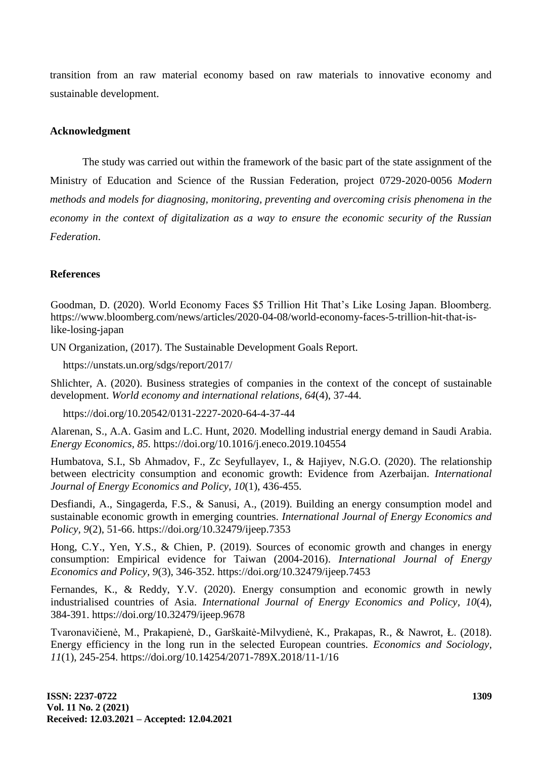transition from an raw material economy based on raw materials to innovative economy and sustainable development.

## Acknowledgment

The study was carried out within the framework of the basic part of the state assignment of the Ministry of Education and Science of the Russian Federation, project 0729-2020-0056 *Modern methods and models for diagnosing, monitoring, preventing and overcoming crisis phenomena in the economy in the context of digitalization as a way to ensure the economic security of the Russian Federation*.

## References

Goodman, D. (2020). World Economy Faces $5 Trillion Hit That's Like Losing Japan. Bloomberg. https://www.bloomberg.com/news/articles/2020-04-08/world-economy-faces-5-trillion-hit-that-is-like-losing-japan

UN Organization, (2017). The Sustainable Development Goals Report. https://unstats.un.org/sdgs/report/2017/

Shlichter, A. (2020). Business strategies of companies in the context of the concept of sustainable development. *World economy and international relations, 64*(4), 37-44. https://doi.org/10.20542/0131-2227-2020-64-4-37-44

Alarenan, S., A.A. Gasim and L.C. Hunt, 2020. Modelling industrial energy demand in Saudi Arabia. *Energy Economics, 85*. https://doi.org/10.1016/j.eneco.2019.104554

Humbatova, S.I., Sb Ahmadov, F., Zc Seyfullayev, I., & Hajiyev, N.G.O. (2020). The relationship between electricity consumption and economic growth: Evidence from Azerbaijan. *International Journal of Energy Economics and Policy, 10*(1), 436-455.

Desfiandi, A., Singagerda, F.S., & Sanusi, A., (2019). Building an energy consumption model and sustainable economic growth in emerging countries. *International Journal of Energy Economics and Policy, 9*(2), 51-66. https://doi.org/10.32479/ijeep.7353

Hong, C.Y., Yen, Y.S., & Chien, P. (2019). Sources of economic growth and changes in energy consumption: Empirical evidence for Taiwan (2004-2016). *International Journal of Energy Economics and Policy, 9*(3), 346-352. https://doi.org/10.32479/ijeep.7453

Fernandes, K., & Reddy, Y.V. (2020). Energy consumption and economic growth in newly industrialised countries of Asia. *International Journal of Energy Economics and Policy, 10*(4), 384-391. https://doi.org/10.32479/ijeep.9678

Tvaronavičienė, M., Prakapienė, D., Garškaitė-Milvydienė, K., Prakapas, R., & Nawrot, Ł. (2018). Energy efficiency in the long run in the selected European countries. *Economics and Sociology, 11*(1), 245-254. https://doi.org/10.14254/2071-789X.2018/11-1/16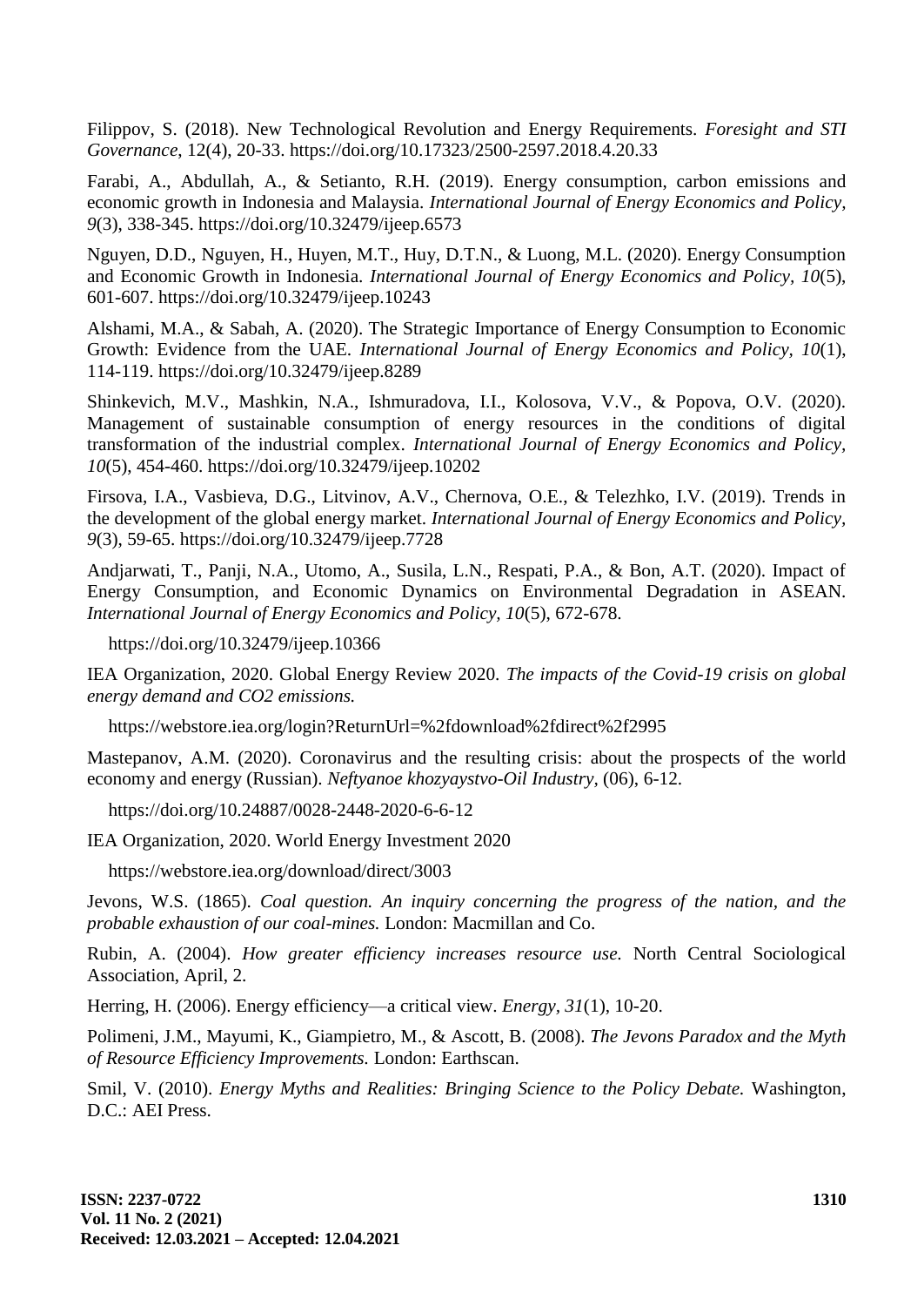Filippov, S. (2018). New Technological Revolution and Energy Requirements. *Foresight and STI Governance*, 12(4), 20-33. https://doi.org/10.17323/2500-2597.2018.4.20.33

Farabi, A., Abdullah, A., & Setianto, R.H. (2019). Energy consumption, carbon emissions and economic growth in Indonesia and Malaysia. *International Journal of Energy Economics and Policy, 9*(3), 338-345. https://doi.org/10.32479/ijeep.6573

Nguyen, D.D., Nguyen, H., Huyen, M.T., Huy, D.T.N., & Luong, M.L. (2020). Energy Consumption and Economic Growth in Indonesia. *International Journal of Energy Economics and Policy, 10*(5), 601-607. https://doi.org/10.32479/ijeep.10243

Alshami, M.A., & Sabah, A. (2020). The Strategic Importance of Energy Consumption to Economic Growth: Evidence from the UAE. *International Journal of Energy Economics and Policy, 10*(1), 114-119. https://doi.org/10.32479/ijeep.8289

Shinkevich, M.V., Mashkin, N.A., Ishmuradova, I.I., Kolosova, V.V., & Popova, O.V. (2020). Management of sustainable consumption of energy resources in the conditions of digital transformation of the industrial complex. *International Journal of Energy Economics and Policy, 10*(5), 454-460. https://doi.org/10.32479/ijeep.10202

Firsova, I.A., Vasbieva, D.G., Litvinov, A.V., Chernova, O.E., & Telezhko, I.V. (2019). Trends in the development of the global energy market. *International Journal of Energy Economics and Policy, 9*(3), 59-65. https://doi.org/10.32479/ijeep.7728

Andjarwati, T., Panji, N.A., Utomo, A., Susila, L.N., Respati, P.A., & Bon, A.T. (2020). Impact of Energy Consumption, and Economic Dynamics on Environmental Degradation in ASEAN. *International Journal of Energy Economics and Policy, 10*(5), 672-678.

https://doi.org/10.32479/ijeep.10366

IEA Organization, 2020. Global Energy Review 2020. *The impacts of the Covid-19 crisis on global energy demand and CO2 emissions.*

https://webstore.iea.org/login?ReturnUrl=%2fdownload%2fdirect%2f2995

Mastepanov, A.M. (2020). Coronavirus and the resulting crisis: about the prospects of the world economy and energy (Russian). *Neftyanoe khozyaystvo-Oil Industry*, (06), 6-12.

https://doi.org/10.24887/0028-2448-2020-6-6-12

IEA Organization, 2020. World Energy Investment 2020

https://webstore.iea.org/download/direct/3003

Jevons, W.S. (1865). *Coal question. An inquiry concerning the progress of the nation, and the probable exhaustion of our coal-mines.* London: Macmillan and Co.

Rubin, A. (2004). *How greater efficiency increases resource use.* North Central Sociological Association, April, 2.

Herring, H. (2006). Energy efficiency—a critical view. *Energy, 31*(1), 10-20.

Polimeni, J.M., Mayumi, K., Giampietro, M., & Ascott, B. (2008). *The Jevons Paradox and the Myth of Resource Efficiency Improvements.* London: Earthscan.

Smil, V. (2010). *Energy Myths and Realities: Bringing Science to the Policy Debate.* Washington, D.C.: AEI Press.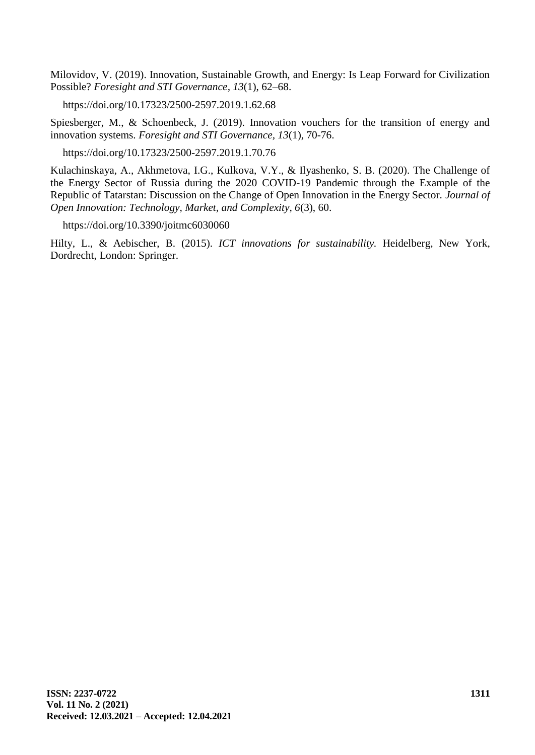Milovidov, V. (2019). Innovation, Sustainable Growth, and Energy: Is Leap Forward for Civilization Possible? *Foresight and STI Governance, 13*(1), 62–68.

https://doi.org/10.17323/2500-2597.2019.1.62.68

Spiesberger, M., & Schoenbeck, J. (2019). Innovation vouchers for the transition of energy and innovation systems. *Foresight and STI Governance, 13*(1), 70-76.

https://doi.org/10.17323/2500-2597.2019.1.70.76

Kulachinskaya, A., Akhmetova, I.G., Kulkova, V.Y., & Ilyashenko, S. B. (2020). The Challenge of the Energy Sector of Russia during the 2020 COVID-19 Pandemic through the Example of the Republic of Tatarstan: Discussion on the Change of Open Innovation in the Energy Sector. *Journal of Open Innovation: Technology, Market, and Complexity, 6*(3), 60.

https://doi.org/10.3390/joitmc6030060

Hilty, L., & Aebischer, B. (2015). *ICT innovations for sustainability.* Heidelberg, New York, Dordrecht, London: Springer.